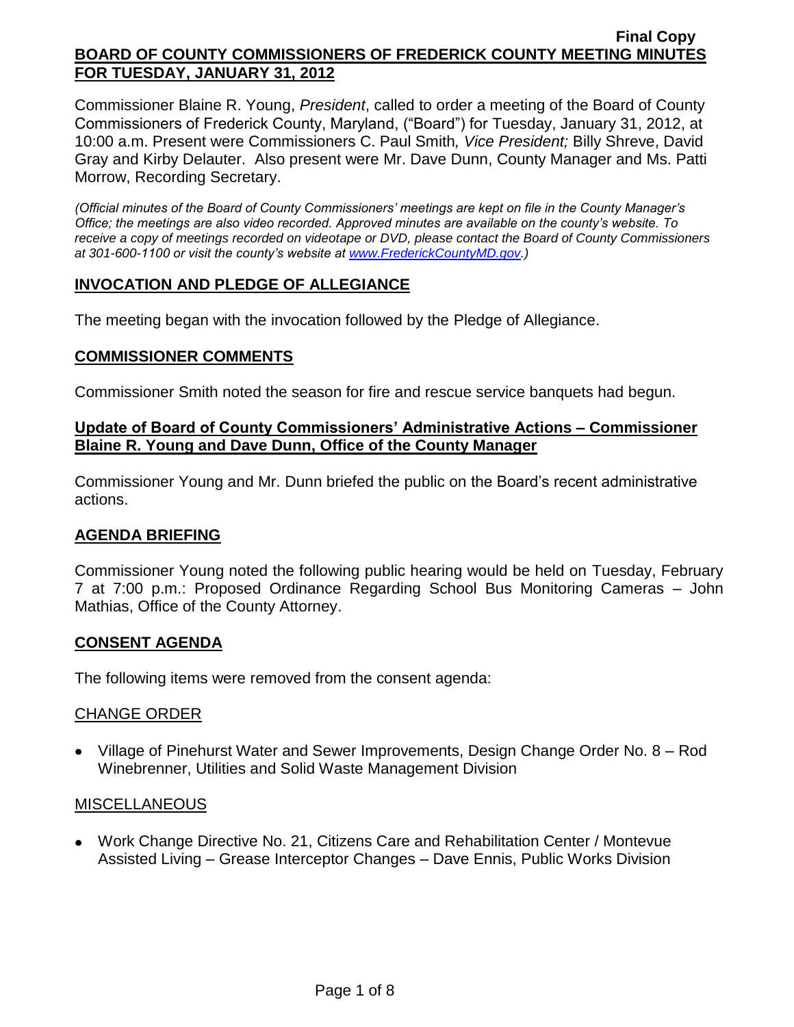Final Copy

# BOARD OF COUNTY COMMISSIONERS OF FREDERICK COUNTY MEETING MINUTES FOR TUESDAY, JANUARY 31, 2012

Commissioner Blaine R. Young, *President*, called to order a meeting of the Board of County Commissioners of Frederick County, Maryland, ("Board") for Tuesday, January 31, 2012, at 10:00 a.m. Present were Commissioners C. Paul Smith*, Vice President;* Billy Shreve, David Gray and Kirby Delauter. Also present were Mr. Dave Dunn, County Manager and Ms. Patti Morrow, Recording Secretary.

*(Official minutes of the Board of County Commissioners' meetings are kept on file in the County Manager's Office; the meetings are also video recorded. Approved minutes are available on the county's website. To receive a copy of meetings recorded on videotape or DVD, please contact the Board of County Commissioners at 301-600-1100 or visit the county's website at www.FrederickCountyMD.gov.)*

## INVOCATION AND PLEDGE OF ALLEGIANCE

The meeting began with the invocation followed by the Pledge of Allegiance.

## COMMISSIONER COMMENTS

Commissioner Smith noted the season for fire and rescue service banquets had begun.

## Update of Board of County Commissioners' Administrative Actions – Commissioner Blaine R. Young and Dave Dunn, Office of the County Manager

Commissioner Young and Mr. Dunn briefed the public on the Board's recent administrative actions.

## AGENDA BRIEFING

Commissioner Young noted the following public hearing would be held on Tuesday, February 7 at 7:00 p.m.: Proposed Ordinance Regarding School Bus Monitoring Cameras – John Mathias, Office of the County Attorney.

## CONSENT AGENDA

The following items were removed from the consent agenda:

### CHANGE ORDER

- Village of Pinehurst Water and Sewer Improvements, Design Change Order No. 8 – Rod Winebrenner, Utilities and Solid Waste Management Division

### MISCELLANEOUS

- Work Change Directive No. 21, Citizens Care and Rehabilitation Center / Montevue Assisted Living – Grease Interceptor Changes – Dave Ennis, Public Works Division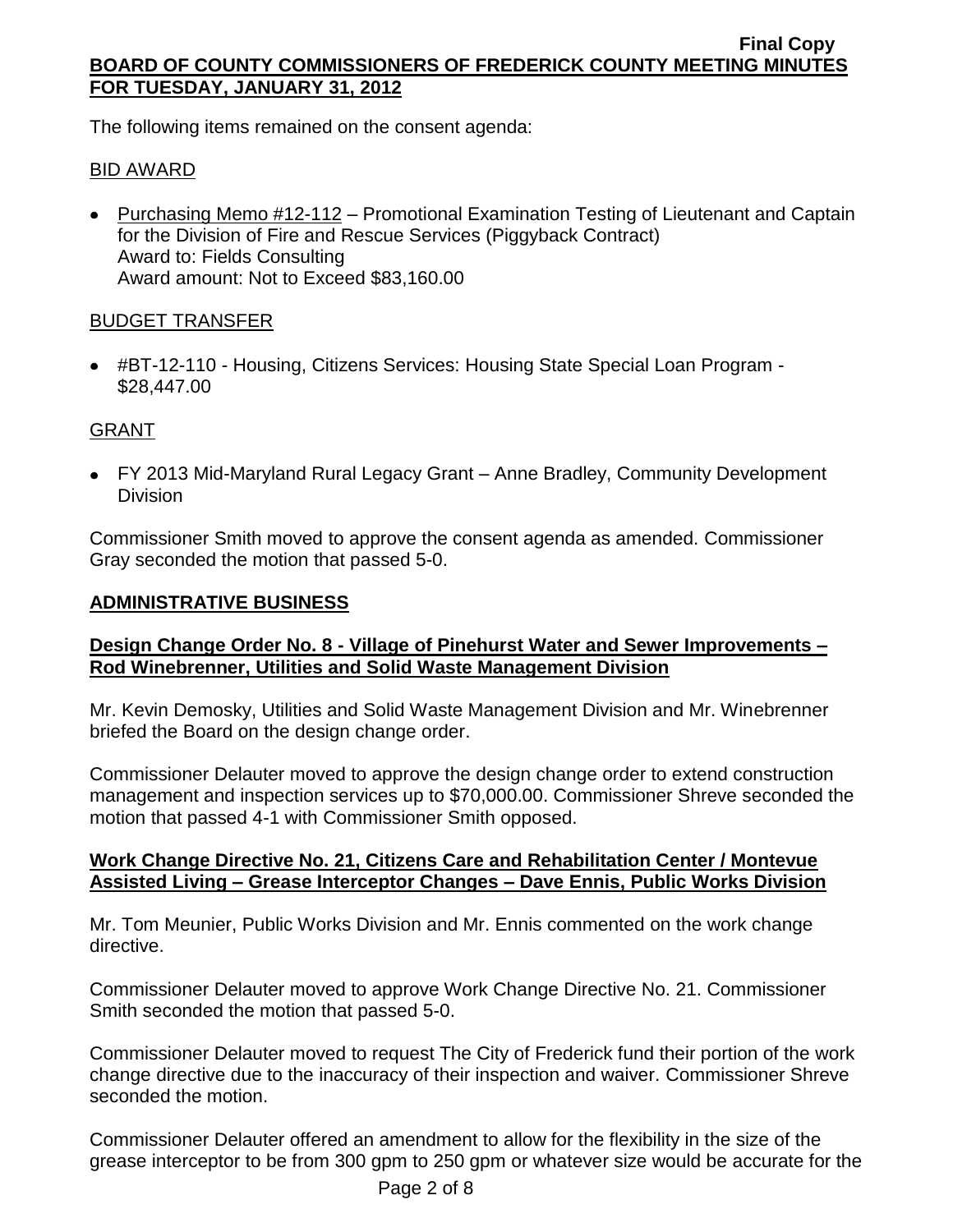The following items remained on the consent agenda:

BID AWARD

- Purchasing Memo #12-112 – Promotional Examination Testing of Lieutenant and Captain for the Division of Fire and Rescue Services (Piggyback Contract)
  Award to: Fields Consulting
  Award amount: Not to Exceed $83,160.00

BUDGET TRANSFER

- #BT-12-110 - Housing, Citizens Services: Housing State Special Loan Program - $28,447.00

GRANT

- FY 2013 Mid-Maryland Rural Legacy Grant – Anne Bradley, Community Development Division

Commissioner Smith moved to approve the consent agenda as amended. Commissioner Gray seconded the motion that passed 5-0.

## ADMINISTRATIVE BUSINESS

### Design Change Order No. 8 - Village of Pinehurst Water and Sewer Improvements – Rod Winebrenner, Utilities and Solid Waste Management Division

Mr. Kevin Demosky, Utilities and Solid Waste Management Division and Mr. Winebrenner briefed the Board on the design change order.

Commissioner Delauter moved to approve the design change order to extend construction management and inspection services up to $70,000.00. Commissioner Shreve seconded the motion that passed 4-1 with Commissioner Smith opposed.

### Work Change Directive No. 21, Citizens Care and Rehabilitation Center / Montevue Assisted Living – Grease Interceptor Changes – Dave Ennis, Public Works Division

Mr. Tom Meunier, Public Works Division and Mr. Ennis commented on the work change directive.

Commissioner Delauter moved to approve Work Change Directive No. 21. Commissioner Smith seconded the motion that passed 5-0.

Commissioner Delauter moved to request The City of Frederick fund their portion of the work change directive due to the inaccuracy of their inspection and waiver. Commissioner Shreve seconded the motion.

Commissioner Delauter offered an amendment to allow for the flexibility in the size of the grease interceptor to be from 300 gpm to 250 gpm or whatever size would be accurate for the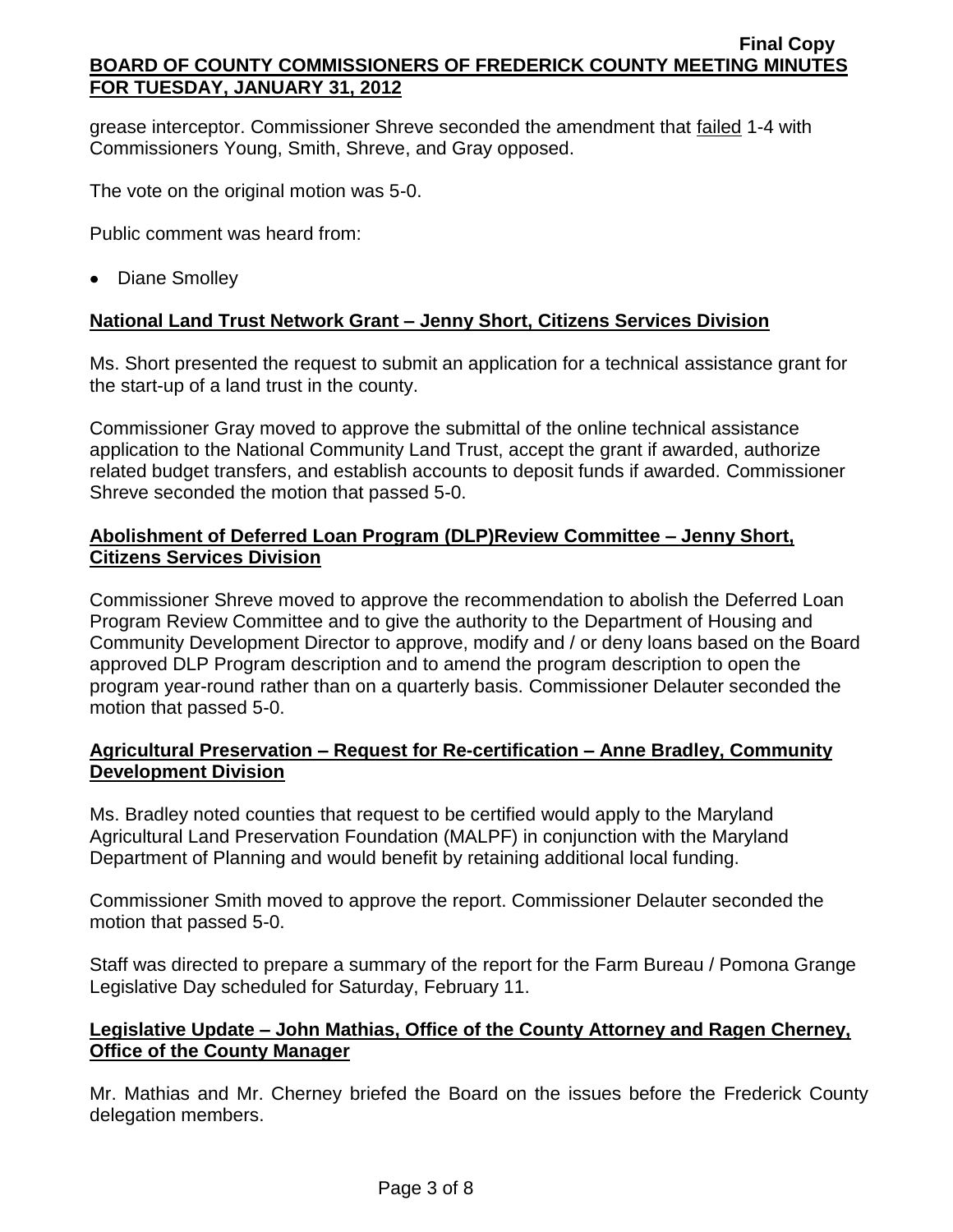grease interceptor. Commissioner Shreve seconded the amendment that failed 1-4 with Commissioners Young, Smith, Shreve, and Gray opposed.

The vote on the original motion was 5-0.

Public comment was heard from:

- Diane Smolley

**National Land Trust Network Grant – Jenny Short, Citizens Services Division**

Ms. Short presented the request to submit an application for a technical assistance grant for the start-up of a land trust in the county.

Commissioner Gray moved to approve the submittal of the online technical assistance application to the National Community Land Trust, accept the grant if awarded, authorize related budget transfers, and establish accounts to deposit funds if awarded. Commissioner Shreve seconded the motion that passed 5-0.

**Abolishment of Deferred Loan Program (DLP)Review Committee – Jenny Short, Citizens Services Division**

Commissioner Shreve moved to approve the recommendation to abolish the Deferred Loan Program Review Committee and to give the authority to the Department of Housing and Community Development Director to approve, modify and / or deny loans based on the Board approved DLP Program description and to amend the program description to open the program year-round rather than on a quarterly basis. Commissioner Delauter seconded the motion that passed 5-0.

**Agricultural Preservation – Request for Re-certification – Anne Bradley, Community Development Division**

Ms. Bradley noted counties that request to be certified would apply to the Maryland Agricultural Land Preservation Foundation (MALPF) in conjunction with the Maryland Department of Planning and would benefit by retaining additional local funding.

Commissioner Smith moved to approve the report. Commissioner Delauter seconded the motion that passed 5-0.

Staff was directed to prepare a summary of the report for the Farm Bureau / Pomona Grange Legislative Day scheduled for Saturday, February 11.

**Legislative Update – John Mathias, Office of the County Attorney and Ragen Cherney, Office of the County Manager**

Mr. Mathias and Mr. Cherney briefed the Board on the issues before the Frederick County delegation members.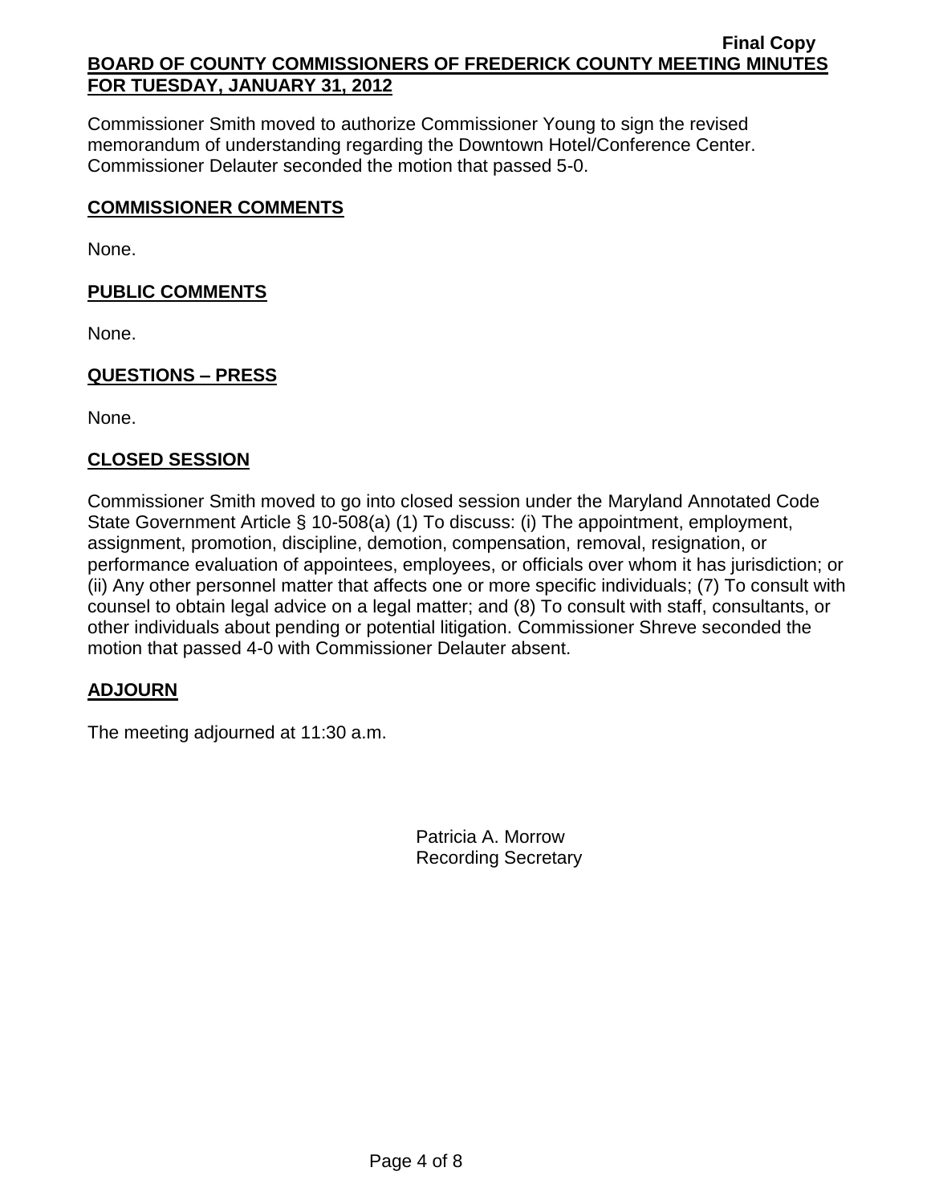Commissioner Smith moved to authorize Commissioner Young to sign the revised memorandum of understanding regarding the Downtown Hotel/Conference Center. Commissioner Delauter seconded the motion that passed 5-0.

## COMMISSIONER COMMENTS

None.

## PUBLIC COMMENTS

None.

## QUESTIONS – PRESS

None.

## CLOSED SESSION

Commissioner Smith moved to go into closed session under the Maryland Annotated Code State Government Article § 10-508(a) (1) To discuss: (i) The appointment, employment, assignment, promotion, discipline, demotion, compensation, removal, resignation, or performance evaluation of appointees, employees, or officials over whom it has jurisdiction; or (ii) Any other personnel matter that affects one or more specific individuals; (7) To consult with counsel to obtain legal advice on a legal matter; and (8) To consult with staff, consultants, or other individuals about pending or potential litigation. Commissioner Shreve seconded the motion that passed 4-0 with Commissioner Delauter absent.

## ADJOURN

The meeting adjourned at 11:30 a.m.

Patricia A. Morrow
Recording Secretary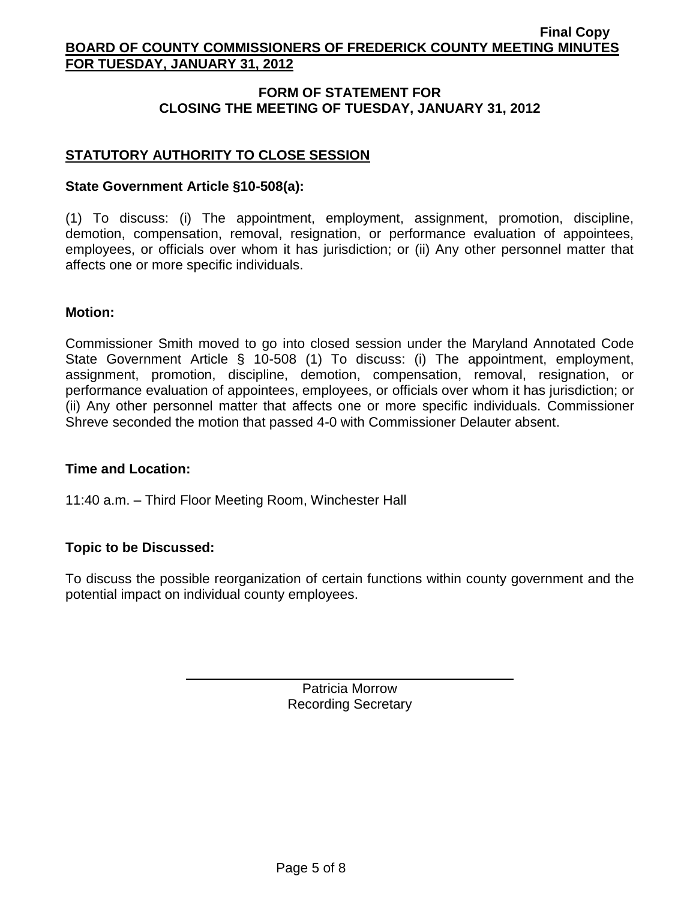## FORM OF STATEMENT FOR CLOSING THE MEETING OF TUESDAY, JANUARY 31, 2012

### STATUTORY AUTHORITY TO CLOSE SESSION

**State Government Article §10-508(a):**

(1) To discuss: (i) The appointment, employment, assignment, promotion, discipline, demotion, compensation, removal, resignation, or performance evaluation of appointees, employees, or officials over whom it has jurisdiction; or (ii) Any other personnel matter that affects one or more specific individuals.

**Motion:**

Commissioner Smith moved to go into closed session under the Maryland Annotated Code State Government Article § 10-508 (1) To discuss: (i) The appointment, employment, assignment, promotion, discipline, demotion, compensation, removal, resignation, or performance evaluation of appointees, employees, or officials over whom it has jurisdiction; or (ii) Any other personnel matter that affects one or more specific individuals. Commissioner Shreve seconded the motion that passed 4-0 with Commissioner Delauter absent.

**Time and Location:**

11:40 a.m. – Third Floor Meeting Room, Winchester Hall

**Topic to be Discussed:**

To discuss the possible reorganization of certain functions within county government and the potential impact on individual county employees.

Patricia Morrow
Recording Secretary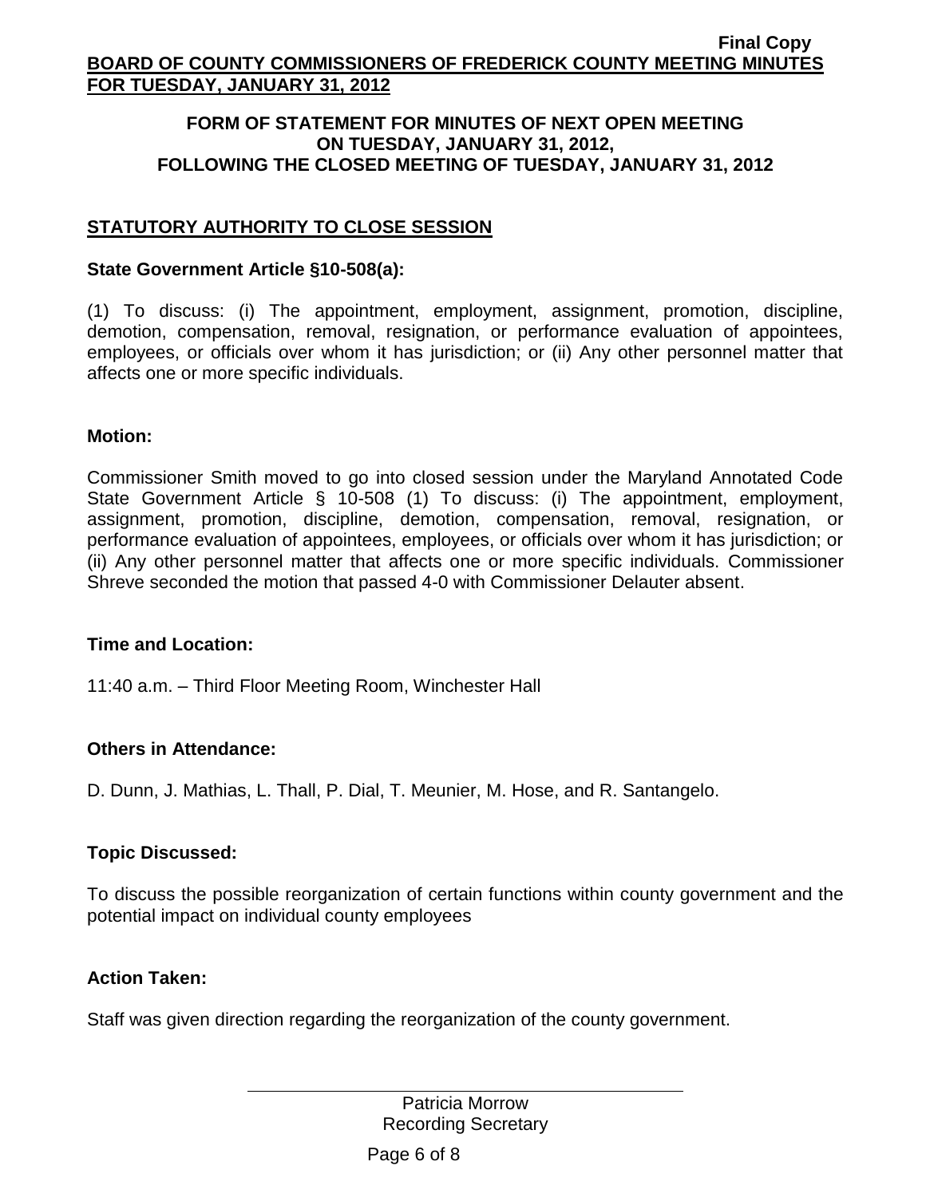## FORM OF STATEMENT FOR MINUTES OF NEXT OPEN MEETING ON TUESDAY, JANUARY 31, 2012, FOLLOWING THE CLOSED MEETING OF TUESDAY, JANUARY 31, 2012

### STATUTORY AUTHORITY TO CLOSE SESSION

**State Government Article §10-508(a):**

(1) To discuss: (i) The appointment, employment, assignment, promotion, discipline, demotion, compensation, removal, resignation, or performance evaluation of appointees, employees, or officials over whom it has jurisdiction; or (ii) Any other personnel matter that affects one or more specific individuals.

**Motion:**

Commissioner Smith moved to go into closed session under the Maryland Annotated Code State Government Article § 10-508 (1) To discuss: (i) The appointment, employment, assignment, promotion, discipline, demotion, compensation, removal, resignation, or performance evaluation of appointees, employees, or officials over whom it has jurisdiction; or (ii) Any other personnel matter that affects one or more specific individuals. Commissioner Shreve seconded the motion that passed 4-0 with Commissioner Delauter absent.

**Time and Location:**

11:40 a.m. – Third Floor Meeting Room, Winchester Hall

**Others in Attendance:**

D. Dunn, J. Mathias, L. Thall, P. Dial, T. Meunier, M. Hose, and R. Santangelo.

**Topic Discussed:**

To discuss the possible reorganization of certain functions within county government and the potential impact on individual county employees

**Action Taken:**

Staff was given direction regarding the reorganization of the county government.

Patricia Morrow
Recording Secretary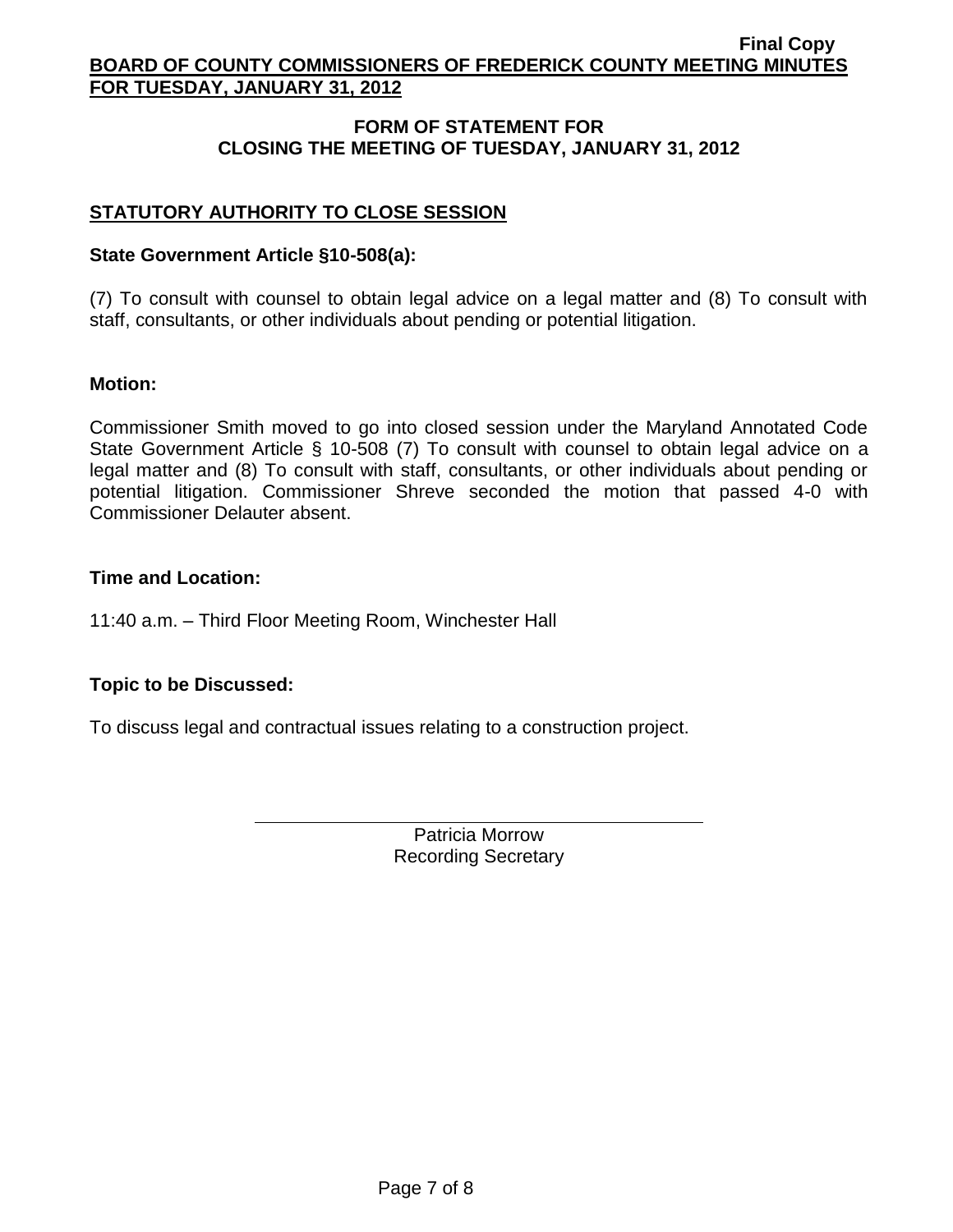# FORM OF STATEMENT FOR CLOSING THE MEETING OF TUESDAY, JANUARY 31, 2012

## STATUTORY AUTHORITY TO CLOSE SESSION

**State Government Article §10-508(a):**

(7) To consult with counsel to obtain legal advice on a legal matter and (8) To consult with staff, consultants, or other individuals about pending or potential litigation.

**Motion:**

Commissioner Smith moved to go into closed session under the Maryland Annotated Code State Government Article § 10-508 (7) To consult with counsel to obtain legal advice on a legal matter and (8) To consult with staff, consultants, or other individuals about pending or potential litigation. Commissioner Shreve seconded the motion that passed 4-0 with Commissioner Delauter absent.

**Time and Location:**

11:40 a.m. – Third Floor Meeting Room, Winchester Hall

**Topic to be Discussed:**

To discuss legal and contractual issues relating to a construction project.

Patricia Morrow
Recording Secretary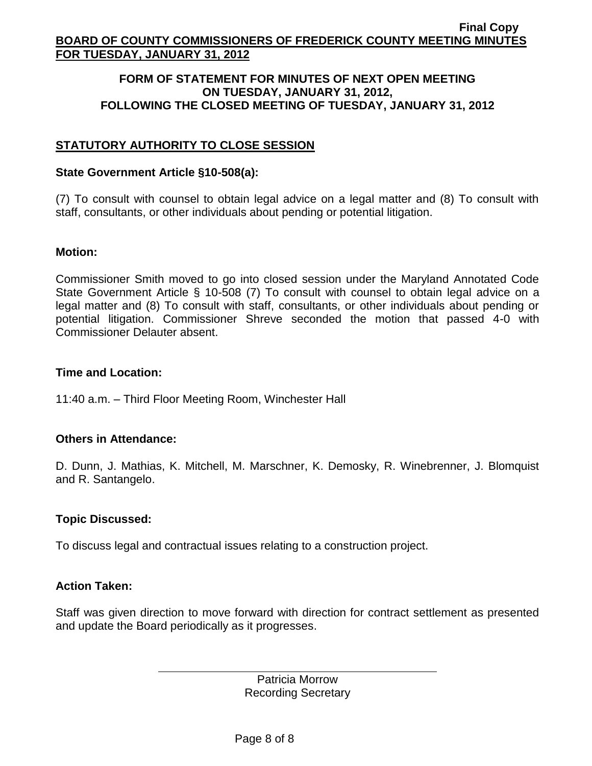**FORM OF STATEMENT FOR MINUTES OF NEXT OPEN MEETING ON TUESDAY, JANUARY 31, 2012, FOLLOWING THE CLOSED MEETING OF TUESDAY, JANUARY 31, 2012**

## STATUTORY AUTHORITY TO CLOSE SESSION

### State Government Article §10-508(a):

(7) To consult with counsel to obtain legal advice on a legal matter and (8) To consult with staff, consultants, or other individuals about pending or potential litigation.

### Motion:

Commissioner Smith moved to go into closed session under the Maryland Annotated Code State Government Article § 10-508 (7) To consult with counsel to obtain legal advice on a legal matter and (8) To consult with staff, consultants, or other individuals about pending or potential litigation. Commissioner Shreve seconded the motion that passed 4-0 with Commissioner Delauter absent.

### Time and Location:

11:40 a.m. – Third Floor Meeting Room, Winchester Hall

### Others in Attendance:

D. Dunn, J. Mathias, K. Mitchell, M. Marschner, K. Demosky, R. Winebrenner, J. Blomquist and R. Santangelo.

### Topic Discussed:

To discuss legal and contractual issues relating to a construction project.

### Action Taken:

Staff was given direction to move forward with direction for contract settlement as presented and update the Board periodically as it progresses.

Patricia Morrow
Recording Secretary